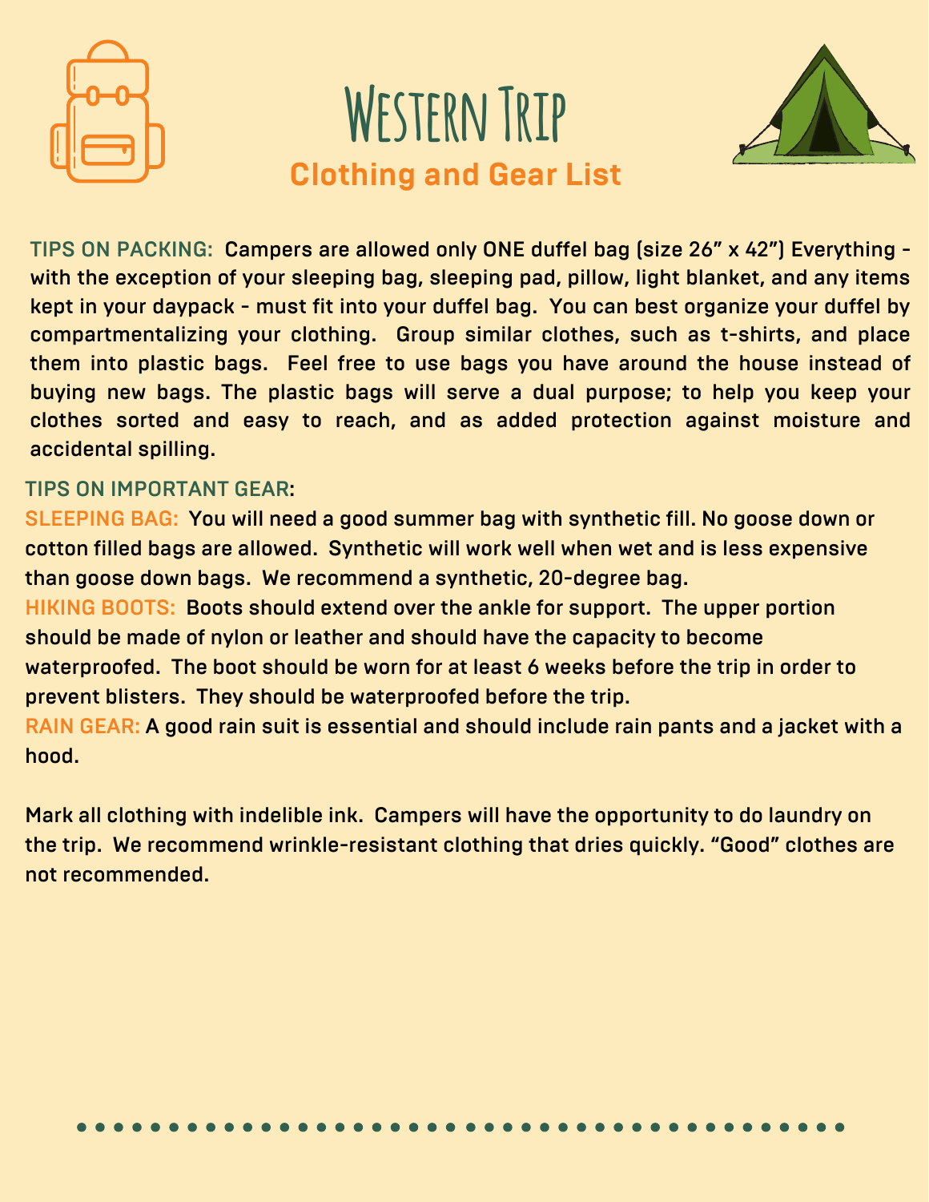# Western Trip

## Clothing and Gear List

**TIPS ON PACKING:** Campers are allowed only ONE duffel bag (size 26" x 42") Everything - with the exception of your sleeping bag, sleeping pad, pillow, light blanket, and any items kept in your daypack - must fit into your duffel bag. You can best organize your duffel by compartmentalizing your clothing. Group similar clothes, such as t-shirts, and place them into plastic bags. Feel free to use bags you have around the house instead of buying new bags. The plastic bags will serve a dual purpose; to help you keep your clothes sorted and easy to reach, and as added protection against moisture and accidental spilling.

**TIPS ON IMPORTANT GEAR:**

**SLEEPING BAG:** You will need a good summer bag with synthetic fill. No goose down or cotton filled bags are allowed. Synthetic will work well when wet and is less expensive than goose down bags. We recommend a synthetic, 20-degree bag.

**HIKING BOOTS:** Boots should extend over the ankle for support. The upper portion should be made of nylon or leather and should have the capacity to become waterproofed. The boot should be worn for at least 6 weeks before the trip in order to prevent blisters. They should be waterproofed before the trip.

**RAIN GEAR:** A good rain suit is essential and should include rain pants and a jacket with a hood.

Mark all clothing with indelible ink. Campers will have the opportunity to do laundry on the trip. We recommend wrinkle-resistant clothing that dries quickly. "Good" clothes are not recommended.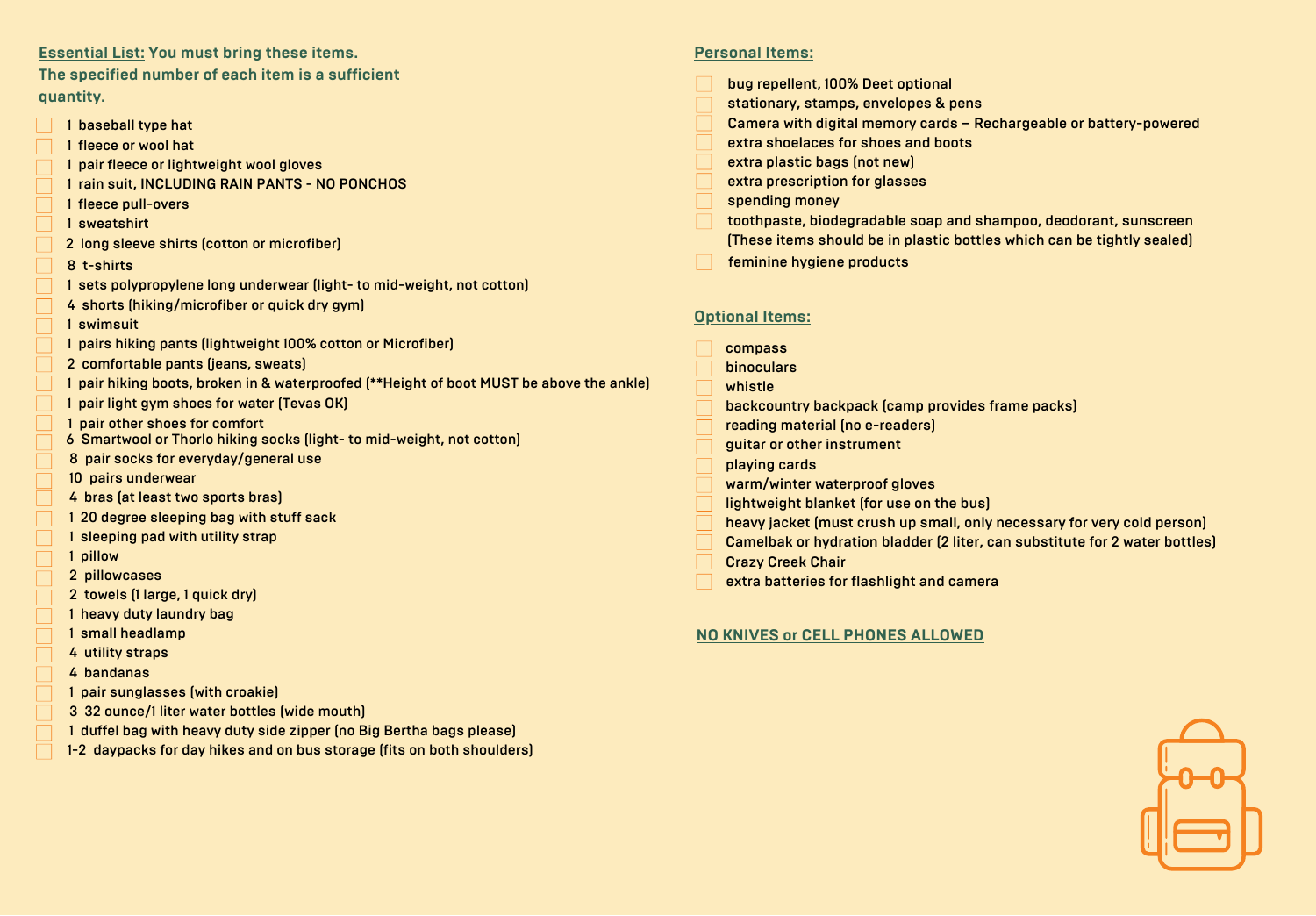**Essential List:** You must bring these items. The specified number of each item is a sufficient quantity.

- [ ] 1 baseball type hat
- [ ] 1 fleece or wool hat
- [ ] 1 pair fleece or lightweight wool gloves
- [ ] 1 rain suit, INCLUDING RAIN PANTS - NO PONCHOS
- [ ] 1 fleece pull-overs
- [ ] 1 sweatshirt
- [ ] 2 long sleeve shirts (cotton or microfiber)
- [ ] 8 t-shirts
- [ ] 1 sets polypropylene long underwear (light- to mid-weight, not cotton)
- [ ] 4 shorts (hiking/microfiber or quick dry gym)
- [ ] 1 swimsuit
- [ ] 1 pairs hiking pants (lightweight 100% cotton or Microfiber)
- [ ] 2 comfortable pants (jeans, sweats)
- [ ] 1 pair hiking boots, broken in & waterproofed (**Height of boot MUST be above the ankle)
- [ ] 1 pair light gym shoes for water (Tevas OK)
- [ ] 1 pair other shoes for comfort
- [ ] 6 Smartwool or Thorlo hiking socks (light- to mid-weight, not cotton)
- [ ] 8 pair socks for everyday/general use
- [ ] 10 pairs underwear
- [ ] 4 bras (at least two sports bras)
- [ ] 1 20 degree sleeping bag with stuff sack
- [ ] 1 sleeping pad with utility strap
- [ ] 1 pillow
- [ ] 2 pillowcases
- [ ] 2 towels (1 large, 1 quick dry)
- [ ] 1 heavy duty laundry bag
- [ ] 1 small headlamp
- [ ] 4 utility straps
- [ ] 4 bandanas
- [ ] 1 pair sunglasses (with croakie)
- [ ] 3 32 ounce/1 liter water bottles (wide mouth)
- [ ] 1 duffel bag with heavy duty side zipper (no Big Bertha bags please)
- [ ] 1-2 daypacks for day hikes and on bus storage (fits on both shoulders)

**Personal Items:**

- [ ] bug repellent, 100% Deet optional
- [ ] stationary, stamps, envelopes & pens
- [ ] Camera with digital memory cards – Rechargeable or battery-powered
- [ ] extra shoelaces for shoes and boots
- [ ] extra plastic bags (not new)
- [ ] extra prescription for glasses
- [ ] spending money
- [ ] toothpaste, biodegradable soap and shampoo, deodorant, sunscreen (These items should be in plastic bottles which can be tightly sealed)
- [ ] feminine hygiene products

**Optional Items:**

- [ ] compass
- [ ] binoculars
- [ ] whistle
- [ ] backcountry backpack (camp provides frame packs)
- [ ] reading material (no e-readers)
- [ ] guitar or other instrument
- [ ] playing cards
- [ ] warm/winter waterproof gloves
- [ ] lightweight blanket (for use on the bus)
- [ ] heavy jacket (must crush up small, only necessary for very cold person)
- [ ] Camelbak or hydration bladder (2 liter, can substitute for 2 water bottles)
- [ ] Crazy Creek Chair
- [ ] extra batteries for flashlight and camera

**NO KNIVES or CELL PHONES ALLOWED**